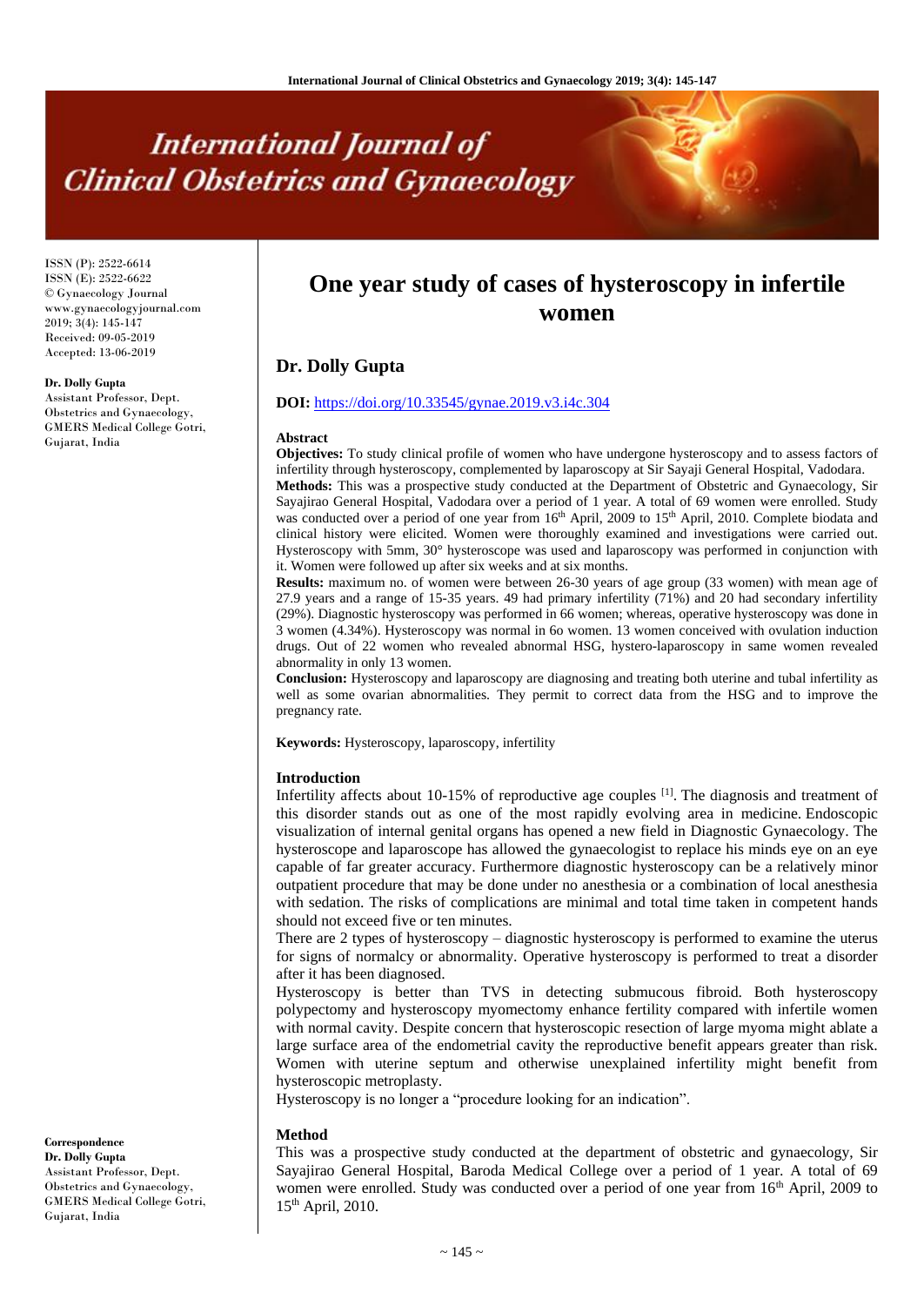# One year study of cases of hysteroscopy in infertile women

## Dr. Dolly Gupta

**DOI:** https://doi.org/10.33545/gynae.2019.v3.i4c.304

ISSN (P): 2522-6614
ISSN (E): 2522-6622
© Gynaecology Journal
www.gynaecologyjournal.com
2019; 3(4): 145-147
Received: 09-05-2019
Accepted: 13-06-2019

**Dr. Dolly Gupta**
Assistant Professor, Dept. Obstetrics and Gynaecology, GMERS Medical College Gotri, Gujarat, India

**Correspondence**
**Dr. Dolly Gupta**
Assistant Professor, Dept. Obstetrics and Gynaecology, GMERS Medical College Gotri, Gujarat, India

### Abstract

**Objectives:** To study clinical profile of women who have undergone hysteroscopy and to assess factors of infertility through hysteroscopy, complemented by laparoscopy at Sir Sayaji General Hospital, Vadodara.

**Methods:** This was a prospective study conducted at the Department of Obstetric and Gynaecology, Sir Sayajirao General Hospital, Vadodara over a period of 1 year. A total of 69 women were enrolled. Study was conducted over a period of one year from 16th April, 2009 to 15th April, 2010. Complete biodata and clinical history were elicited. Women were thoroughly examined and investigations were carried out. Hysteroscopy with 5mm, 30° hysteroscope was used and laparoscopy was performed in conjunction with it. Women were followed up after six weeks and at six months.

**Results:** maximum no. of women were between 26-30 years of age group (33 women) with mean age of 27.9 years and a range of 15-35 years. 49 had primary infertility (71%) and 20 had secondary infertility (29%). Diagnostic hysteroscopy was performed in 66 women; whereas, operative hysteroscopy was done in 3 women (4.34%). Hysteroscopy was normal in 6o women. 13 women conceived with ovulation induction drugs. Out of 22 women who revealed abnormal HSG, hystero-laparoscopy in same women revealed abnormality in only 13 women.

**Conclusion:** Hysteroscopy and laparoscopy are diagnosing and treating both uterine and tubal infertility as well as some ovarian abnormalities. They permit to correct data from the HSG and to improve the pregnancy rate.

**Keywords:** Hysteroscopy, laparoscopy, infertility

### Introduction

Infertility affects about 10-15% of reproductive age couples [1]. The diagnosis and treatment of this disorder stands out as one of the most rapidly evolving area in medicine. Endoscopic visualization of internal genital organs has opened a new field in Diagnostic Gynaecology. The hysteroscope and laparoscope has allowed the gynaecologist to replace his minds eye on an eye capable of far greater accuracy. Furthermore diagnostic hysteroscopy can be a relatively minor outpatient procedure that may be done under no anesthesia or a combination of local anesthesia with sedation. The risks of complications are minimal and total time taken in competent hands should not exceed five or ten minutes.

There are 2 types of hysteroscopy – diagnostic hysteroscopy is performed to examine the uterus for signs of normalcy or abnormality. Operative hysteroscopy is performed to treat a disorder after it has been diagnosed.

Hysteroscopy is better than TVS in detecting submucous fibroid. Both hysteroscopy polypectomy and hysteroscopy myomectomy enhance fertility compared with infertile women with normal cavity. Despite concern that hysteroscopic resection of large myoma might ablate a large surface area of the endometrial cavity the reproductive benefit appears greater than risk. Women with uterine septum and otherwise unexplained infertility might benefit from hysteroscopic metroplasty.

Hysteroscopy is no longer a "procedure looking for an indication".

### Method

This was a prospective study conducted at the department of obstetric and gynaecology, Sir Sayajirao General Hospital, Baroda Medical College over a period of 1 year. A total of 69 women were enrolled. Study was conducted over a period of one year from 16th April, 2009 to 15th April, 2010.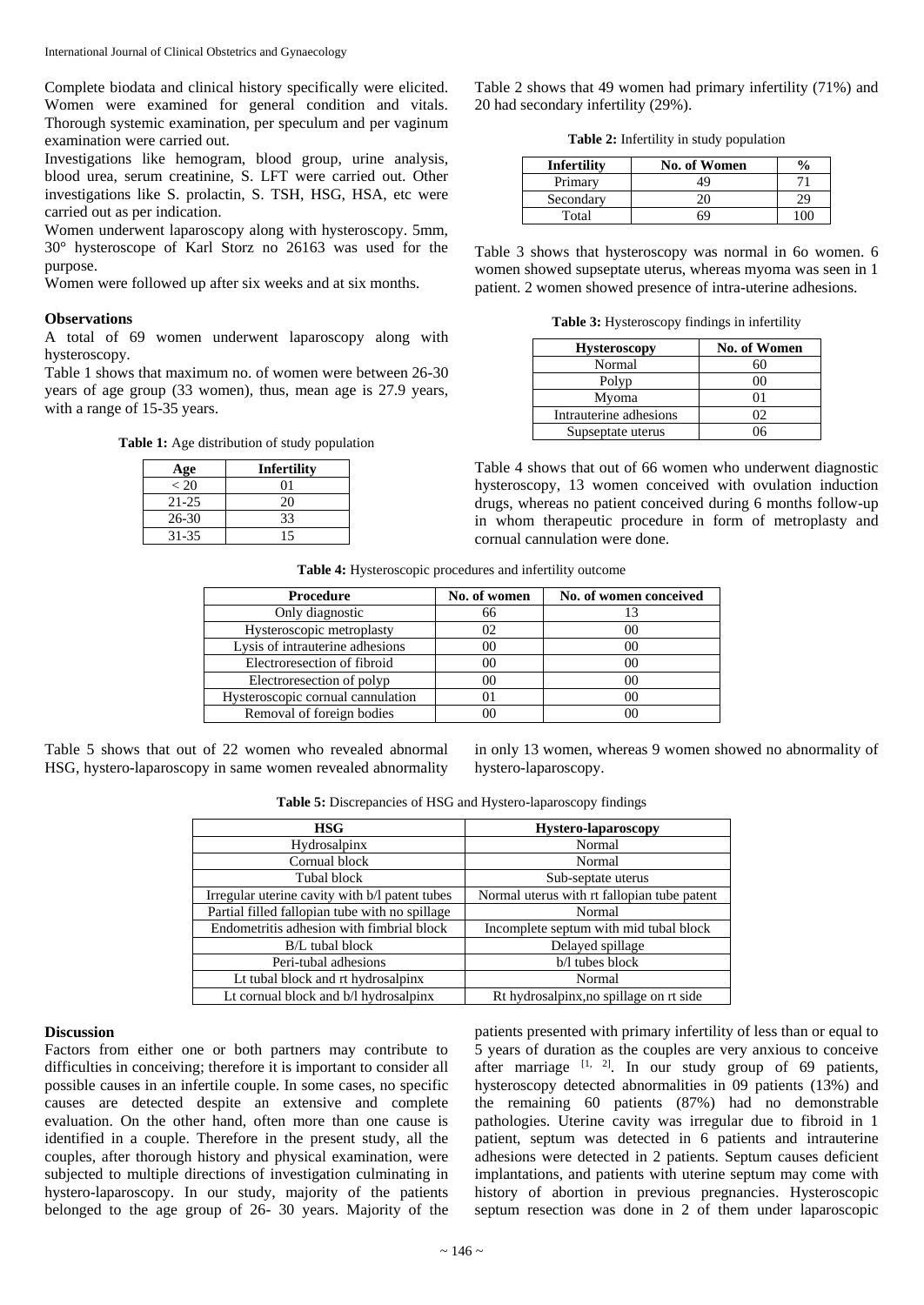Complete biodata and clinical history specifically were elicited. Women were examined for general condition and vitals. Thorough systemic examination, per speculum and per vaginum examination were carried out.

Investigations like hemogram, blood group, urine analysis, blood urea, serum creatinine, S. LFT were carried out. Other investigations like S. prolactin, S. TSH, HSG, HSA, etc were carried out as per indication.

Women underwent laparoscopy along with hysteroscopy. 5mm, 30° hysteroscope of Karl Storz no 26163 was used for the purpose.

Women were followed up after six weeks and at six months.

### Observations

A total of 69 women underwent laparoscopy along with hysteroscopy.

Table 1 shows that maximum no. of women were between 26-30 years of age group (33 women), thus, mean age is 27.9 years, with a range of 15-35 years.

**Table 1:** Age distribution of study population

| Age | Infertility |
|---|---|
| < 20 | 01 |
| 21-25 | 20 |
| 26-30 | 33 |
| 31-35 | 15 |

Table 2 shows that 49 women had primary infertility (71%) and 20 had secondary infertility (29%).

**Table 2:** Infertility in study population

| Infertility | No. of Women | % |
|---|---|---|
| Primary | 49 | 71 |
| Secondary | 20 | 29 |
| Total | 69 | 100 |

Table 3 shows that hysteroscopy was normal in 6o women. 6 women showed supseptate uterus, whereas myoma was seen in 1 patient. 2 women showed presence of intra-uterine adhesions.

**Table 3:** Hysteroscopy findings in infertility

| Hysteroscopy | No. of Women |
|---|---|
| Normal | 60 |
| Polyp | 00 |
| Myoma | 01 |
| Intrauterine adhesions | 02 |
| Supseptate uterus | 06 |

Table 4 shows that out of 66 women who underwent diagnostic hysteroscopy, 13 women conceived with ovulation induction drugs, whereas no patient conceived during 6 months follow-up in whom therapeutic procedure in form of metroplasty and cornual cannulation were done.

**Table 4:** Hysteroscopic procedures and infertility outcome

| Procedure | No. of women | No. of women conceived |
|---|---|---|
| Only diagnostic | 66 | 13 |
| Hysteroscopic metroplasty | 02 | 00 |
| Lysis of intrauterine adhesions | 00 | 00 |
| Electroresection of fibroid | 00 | 00 |
| Electroresection of polyp | 00 | 00 |
| Hysteroscopic cornual cannulation | 01 | 00 |
| Removal of foreign bodies | 00 | 00 |

Table 5 shows that out of 22 women who revealed abnormal HSG, hystero-laparoscopy in same women revealed abnormality in only 13 women, whereas 9 women showed no abnormality of hystero-laparoscopy.

**Table 5:** Discrepancies of HSG and Hystero-laparoscopy findings

| HSG | Hystero-laparoscopy |
|---|---|
| Hydrosalpinx | Normal |
| Cornual block | Normal |
| Tubal block | Sub-septate uterus |
| Irregular uterine cavity with b/l patent tubes | Normal uterus with rt fallopian tube patent |
| Partial filled fallopian tube with no spillage | Normal |
| Endometritis adhesion with fimbrial block | Incomplete septum with mid tubal block |
| B/L tubal block | Delayed spillage |
| Peri-tubal adhesions | b/l tubes block |
| Lt tubal block and rt hydrosalpinx | Normal |
| Lt cornual block and b/l hydrosalpinx | Rt hydrosalpinx,no spillage on rt side |

### Discussion

Factors from either one or both partners may contribute to difficulties in conceiving; therefore it is important to consider all possible causes in an infertile couple. In some cases, no specific causes are detected despite an extensive and complete evaluation. On the other hand, often more than one cause is identified in a couple. Therefore in the present study, all the couples, after thorough history and physical examination, were subjected to multiple directions of investigation culminating in hystero-laparoscopy. In our study, majority of the patients belonged to the age group of 26- 30 years. Majority of the patients presented with primary infertility of less than or equal to 5 years of duration as the couples are very anxious to conceive after marriage [1, 2]. In our study group of 69 patients, hysteroscopy detected abnormalities in 09 patients (13%) and the remaining 60 patients (87%) had no demonstrable pathologies. Uterine cavity was irregular due to fibroid in 1 patient, septum was detected in 6 patients and intrauterine adhesions were detected in 2 patients. Septum causes deficient implantations, and patients with uterine septum may come with history of abortion in previous pregnancies. Hysteroscopic septum resection was done in 2 of them under laparoscopic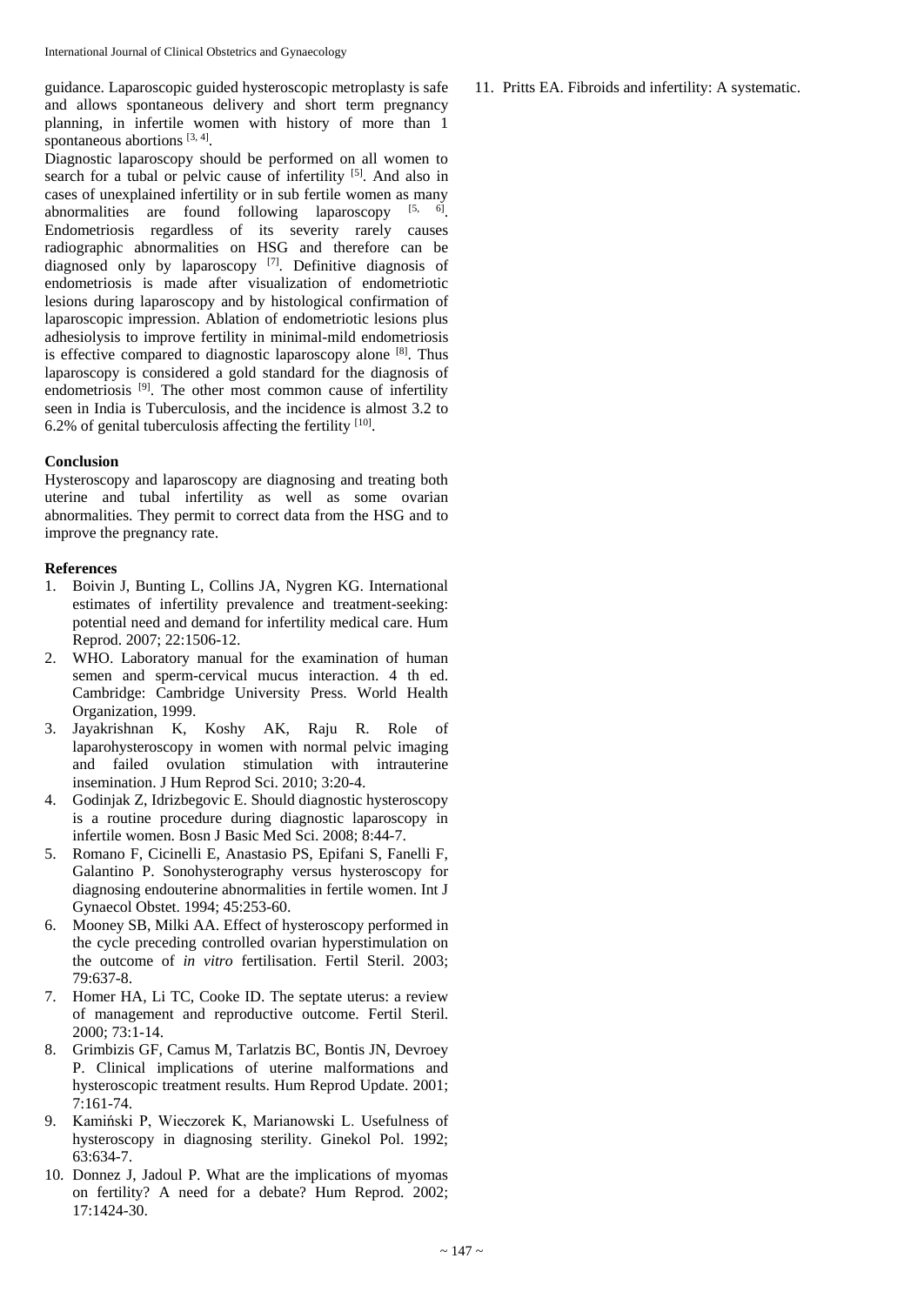guidance. Laparoscopic guided hysteroscopic metroplasty is safe and allows spontaneous delivery and short term pregnancy planning, in infertile women with history of more than 1 spontaneous abortions [3, 4].

Diagnostic laparoscopy should be performed on all women to search for a tubal or pelvic cause of infertility [5]. And also in cases of unexplained infertility or in sub fertile women as many abnormalities are found following laparoscopy [5, 6]. Endometriosis regardless of its severity rarely causes radiographic abnormalities on HSG and therefore can be diagnosed only by laparoscopy [7]. Definitive diagnosis of endometriosis is made after visualization of endometriotic lesions during laparoscopy and by histological confirmation of laparoscopic impression. Ablation of endometriotic lesions plus adhesiolysis to improve fertility in minimal-mild endometriosis is effective compared to diagnostic laparoscopy alone [8]. Thus laparoscopy is considered a gold standard for the diagnosis of endometriosis [9]. The other most common cause of infertility seen in India is Tuberculosis, and the incidence is almost 3.2 to 6.2% of genital tuberculosis affecting the fertility [10].

## Conclusion

Hysteroscopy and laparoscopy are diagnosing and treating both uterine and tubal infertility as well as some ovarian abnormalities. They permit to correct data from the HSG and to improve the pregnancy rate.

## References

1. Boivin J, Bunting L, Collins JA, Nygren KG. International estimates of infertility prevalence and treatment-seeking: potential need and demand for infertility medical care. Hum Reprod. 2007; 22:1506-12.
2. WHO. Laboratory manual for the examination of human semen and sperm-cervical mucus interaction. 4 th ed. Cambridge: Cambridge University Press. World Health Organization, 1999.
3. Jayakrishnan K, Koshy AK, Raju R. Role of laparohysteroscopy in women with normal pelvic imaging and failed ovulation stimulation with intrauterine insemination. J Hum Reprod Sci. 2010; 3:20-4.
4. Godinjak Z, Idrizbegovic E. Should diagnostic hysteroscopy is a routine procedure during diagnostic laparoscopy in infertile women. Bosn J Basic Med Sci. 2008; 8:44-7.
5. Romano F, Cicinelli E, Anastasio PS, Epifani S, Fanelli F, Galantino P. Sonohysterography versus hysteroscopy for diagnosing endouterine abnormalities in fertile women. Int J Gynaecol Obstet. 1994; 45:253-60.
6. Mooney SB, Milki AA. Effect of hysteroscopy performed in the cycle preceding controlled ovarian hyperstimulation on the outcome of *in vitro* fertilisation. Fertil Steril. 2003; 79:637-8.
7. Homer HA, Li TC, Cooke ID. The septate uterus: a review of management and reproductive outcome. Fertil Steril. 2000; 73:1-14.
8. Grimbizis GF, Camus M, Tarlatzis BC, Bontis JN, Devroey P. Clinical implications of uterine malformations and hysteroscopic treatment results. Hum Reprod Update. 2001; 7:161-74.
9. Kamiński P, Wieczorek K, Marianowski L. Usefulness of hysteroscopy in diagnosing sterility. Ginekol Pol. 1992; 63:634-7.
10. Donnez J, Jadoul P. What are the implications of myomas on fertility? A need for a debate? Hum Reprod. 2002; 17:1424-30.
11. Pritts EA. Fibroids and infertility: A systematic.